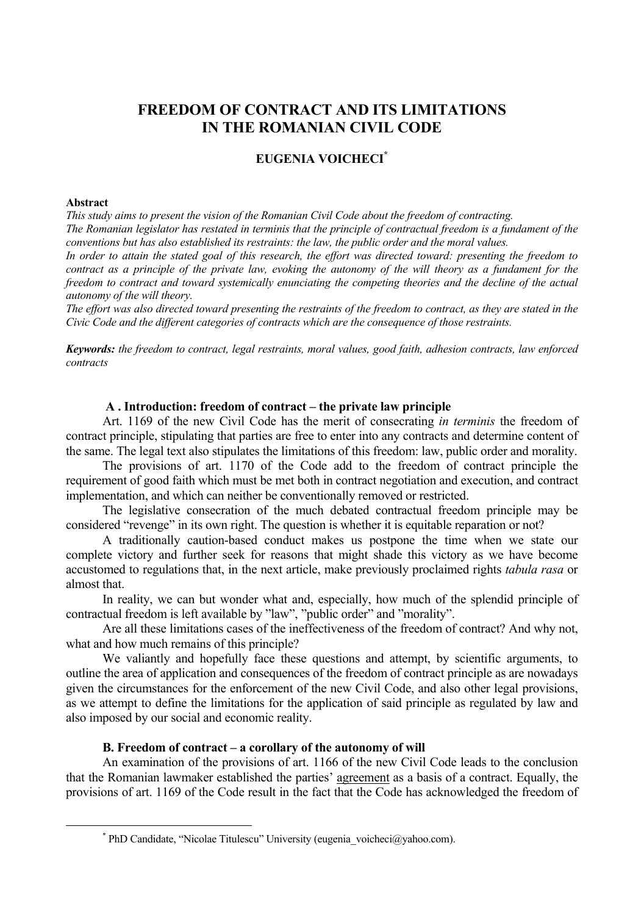# FREEDOM OF CONTRACT AND ITS LIMITATIONS IN THE ROMANIAN CIVIL CODE

## EUGENIA VOICHECI[*]

**Abstract**

*This study aims to present the vision of the Romanian Civil Code about the freedom of contracting.*
*The Romanian legislator has restated in terminis that the principle of contractual freedom is a fundament of the conventions but has also established its restraints: the law, the public order and the moral values.*
*In order to attain the stated goal of this research, the effort was directed toward: presenting the freedom to contract as a principle of the private law, evoking the autonomy of the will theory as a fundament for the freedom to contract and toward systemically enunciating the competing theories and the decline of the actual autonomy of the will theory.*
*The effort was also directed toward presenting the restraints of the freedom to contract, as they are stated in the Civic Code and the different categories of contracts which are the consequence of those restraints.*

***Keywords:*** *the freedom to contract, legal restraints, moral values, good faith, adhesion contracts, law enforced contracts*

### A . Introduction: freedom of contract – the private law principle

Art. 1169 of the new Civil Code has the merit of consecrating *in terminis* the freedom of contract principle, stipulating that parties are free to enter into any contracts and determine content of the same. The legal text also stipulates the limitations of this freedom: law, public order and morality.

The provisions of art. 1170 of the Code add to the freedom of contract principle the requirement of good faith which must be met both in contract negotiation and execution, and contract implementation, and which can neither be conventionally removed or restricted.

The legislative consecration of the much debated contractual freedom principle may be considered "revenge" in its own right. The question is whether it is equitable reparation or not?

A traditionally caution-based conduct makes us postpone the time when we state our complete victory and further seek for reasons that might shade this victory as we have become accustomed to regulations that, in the next article, make previously proclaimed rights *tabula rasa* or almost that.

In reality, we can but wonder what and, especially, how much of the splendid principle of contractual freedom is left available by "law", "public order" and "morality".

Are all these limitations cases of the ineffectiveness of the freedom of contract? And why not, what and how much remains of this principle?

We valiantly and hopefully face these questions and attempt, by scientific arguments, to outline the area of application and consequences of the freedom of contract principle as are nowadays given the circumstances for the enforcement of the new Civil Code, and also other legal provisions, as we attempt to define the limitations for the application of said principle as regulated by law and also imposed by our social and economic reality.

### B. Freedom of contract – a corollary of the autonomy of will

An examination of the provisions of art. 1166 of the new Civil Code leads to the conclusion that the Romanian lawmaker established the parties' agreement as a basis of a contract. Equally, the provisions of art. 1169 of the Code result in the fact that the Code has acknowledged the freedom of

[*] PhD Candidate, "Nicolae Titulescu" University (eugenia_voicheci@yahoo.com).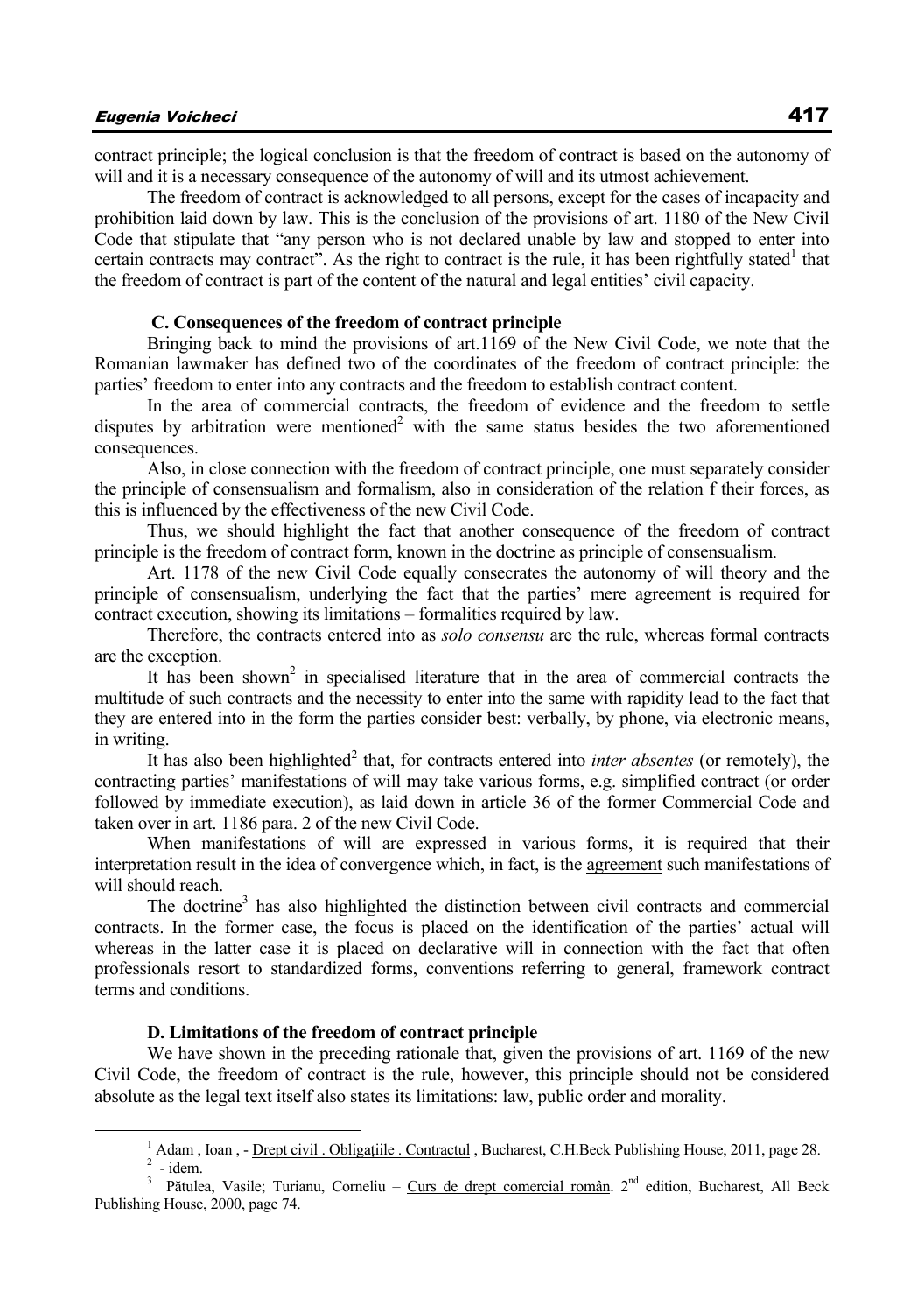contract principle; the logical conclusion is that the freedom of contract is based on the autonomy of will and it is a necessary consequence of the autonomy of will and its utmost achievement.

The freedom of contract is acknowledged to all persons, except for the cases of incapacity and prohibition laid down by law. This is the conclusion of the provisions of art. 1180 of the New Civil Code that stipulate that "any person who is not declared unable by law and stopped to enter into certain contracts may contract". As the right to contract is the rule, it has been rightfully stated[1] that the freedom of contract is part of the content of the natural and legal entities' civil capacity.

### C. Consequences of the freedom of contract principle

Bringing back to mind the provisions of art.1169 of the New Civil Code, we note that the Romanian lawmaker has defined two of the coordinates of the freedom of contract principle: the parties' freedom to enter into any contracts and the freedom to establish contract content.

In the area of commercial contracts, the freedom of evidence and the freedom to settle disputes by arbitration were mentioned[2] with the same status besides the two aforementioned consequences.

Also, in close connection with the freedom of contract principle, one must separately consider the principle of consensualism and formalism, also in consideration of the relation f their forces, as this is influenced by the effectiveness of the new Civil Code.

Thus, we should highlight the fact that another consequence of the freedom of contract principle is the freedom of contract form, known in the doctrine as principle of consensualism.

Art. 1178 of the new Civil Code equally consecrates the autonomy of will theory and the principle of consensualism, underlying the fact that the parties' mere agreement is required for contract execution, showing its limitations – formalities required by law.

Therefore, the contracts entered into as *solo consensu* are the rule, whereas formal contracts are the exception.

It has been shown[2] in specialised literature that in the area of commercial contracts the multitude of such contracts and the necessity to enter into the same with rapidity lead to the fact that they are entered into in the form the parties consider best: verbally, by phone, via electronic means, in writing.

It has also been highlighted[2] that, for contracts entered into *inter absentes* (or remotely), the contracting parties' manifestations of will may take various forms, e.g. simplified contract (or order followed by immediate execution), as laid down in article 36 of the former Commercial Code and taken over in art. 1186 para. 2 of the new Civil Code.

When manifestations of will are expressed in various forms, it is required that their interpretation result in the idea of convergence which, in fact, is the agreement such manifestations of will should reach.

The doctrine[3] has also highlighted the distinction between civil contracts and commercial contracts. In the former case, the focus is placed on the identification of the parties' actual will whereas in the latter case it is placed on declarative will in connection with the fact that often professionals resort to standardized forms, conventions referring to general, framework contract terms and conditions.

### D. Limitations of the freedom of contract principle

We have shown in the preceding rationale that, given the provisions of art. 1169 of the new Civil Code, the freedom of contract is the rule, however, this principle should not be considered absolute as the legal text itself also states its limitations: law, public order and morality.

---

[1] Adam , Ioan , - Drept civil . Obligațiile . Contractul , Bucharest, C.H.Beck Publishing House, 2011, page 28.

[2] - idem.

[3] Pătulea, Vasile; Turianu, Corneliu – Curs de drept comercial român. 2nd edition, Bucharest, All Beck Publishing House, 2000, page 74.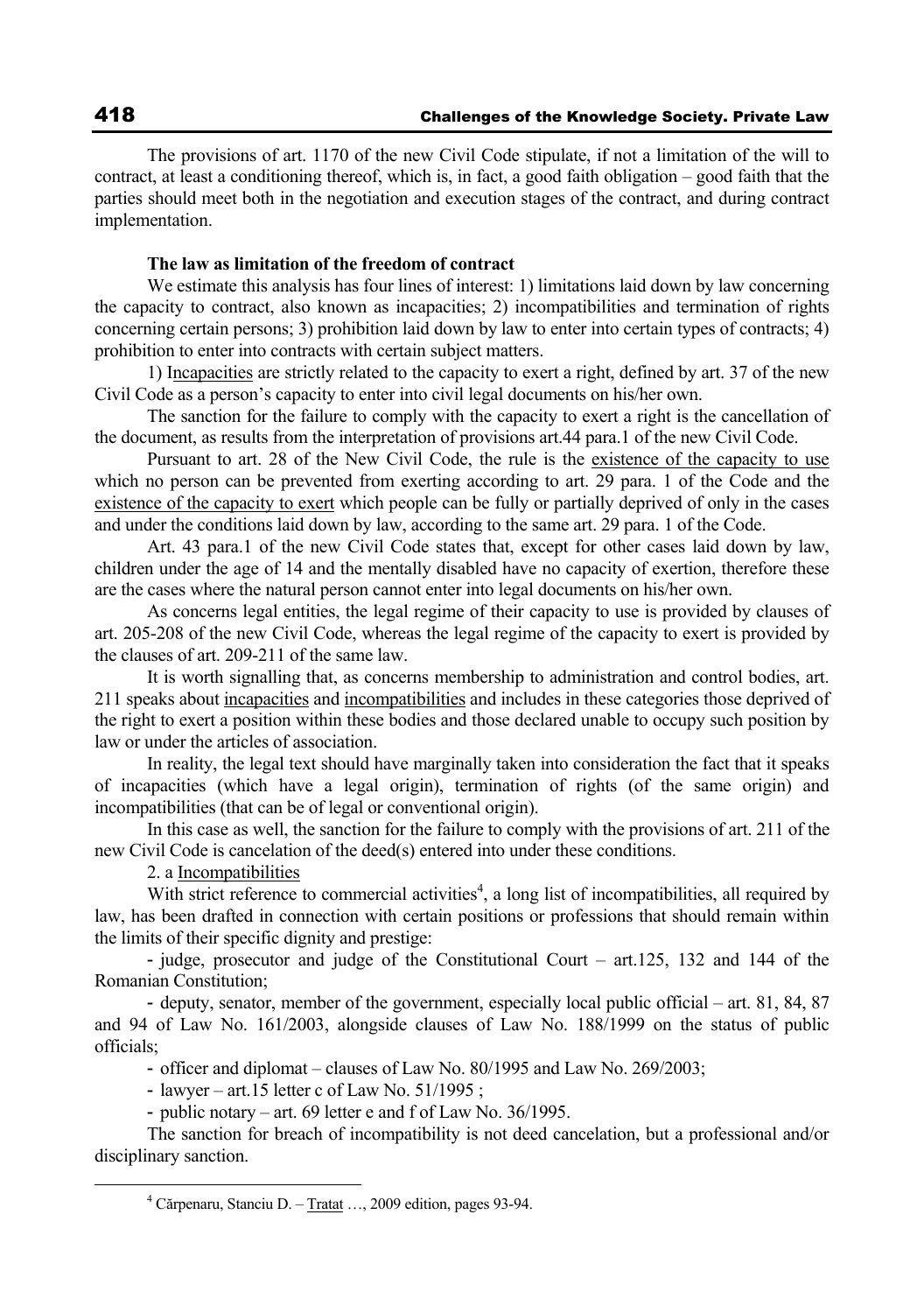The provisions of art. 1170 of the new Civil Code stipulate, if not a limitation of the will to contract, at least a conditioning thereof, which is, in fact, a good faith obligation – good faith that the parties should meet both in the negotiation and execution stages of the contract, and during contract implementation.

**The law as limitation of the freedom of contract**

We estimate this analysis has four lines of interest: 1) limitations laid down by law concerning the capacity to contract, also known as incapacities; 2) incompatibilities and termination of rights concerning certain persons; 3) prohibition laid down by law to enter into certain types of contracts; 4) prohibition to enter into contracts with certain subject matters.

1) Incapacities are strictly related to the capacity to exert a right, defined by art. 37 of the new Civil Code as a person's capacity to enter into civil legal documents on his/her own.

The sanction for the failure to comply with the capacity to exert a right is the cancellation of the document, as results from the interpretation of provisions art.44 para.1 of the new Civil Code.

Pursuant to art. 28 of the New Civil Code, the rule is the existence of the capacity to use which no person can be prevented from exerting according to art. 29 para. 1 of the Code and the existence of the capacity to exert which people can be fully or partially deprived of only in the cases and under the conditions laid down by law, according to the same art. 29 para. 1 of the Code.

Art. 43 para.1 of the new Civil Code states that, except for other cases laid down by law, children under the age of 14 and the mentally disabled have no capacity of exertion, therefore these are the cases where the natural person cannot enter into legal documents on his/her own.

As concerns legal entities, the legal regime of their capacity to use is provided by clauses of art. 205-208 of the new Civil Code, whereas the legal regime of the capacity to exert is provided by the clauses of art. 209-211 of the same law.

It is worth signalling that, as concerns membership to administration and control bodies, art. 211 speaks about incapacities and incompatibilities and includes in these categories those deprived of the right to exert a position within these bodies and those declared unable to occupy such position by law or under the articles of association.

In reality, the legal text should have marginally taken into consideration the fact that it speaks of incapacities (which have a legal origin), termination of rights (of the same origin) and incompatibilities (that can be of legal or conventional origin).

In this case as well, the sanction for the failure to comply with the provisions of art. 211 of the new Civil Code is cancelation of the deed(s) entered into under these conditions.

2. a Incompatibilities

With strict reference to commercial activities[4], a long list of incompatibilities, all required by law, has been drafted in connection with certain positions or professions that should remain within the limits of their specific dignity and prestige:

- judge, prosecutor and judge of the Constitutional Court – art.125, 132 and 144 of the Romanian Constitution;
- deputy, senator, member of the government, especially local public official – art. 81, 84, 87 and 94 of Law No. 161/2003, alongside clauses of Law No. 188/1999 on the status of public officials;
- officer and diplomat – clauses of Law No. 80/1995 and Law No. 269/2003;
- lawyer – art.15 letter c of Law No. 51/1995 ;
- public notary – art. 69 letter e and f of Law No. 36/1995.

The sanction for breach of incompatibility is not deed cancelation, but a professional and/or disciplinary sanction.

[4] Cărpenaru, Stanciu D. – Tratat …, 2009 edition, pages 93-94.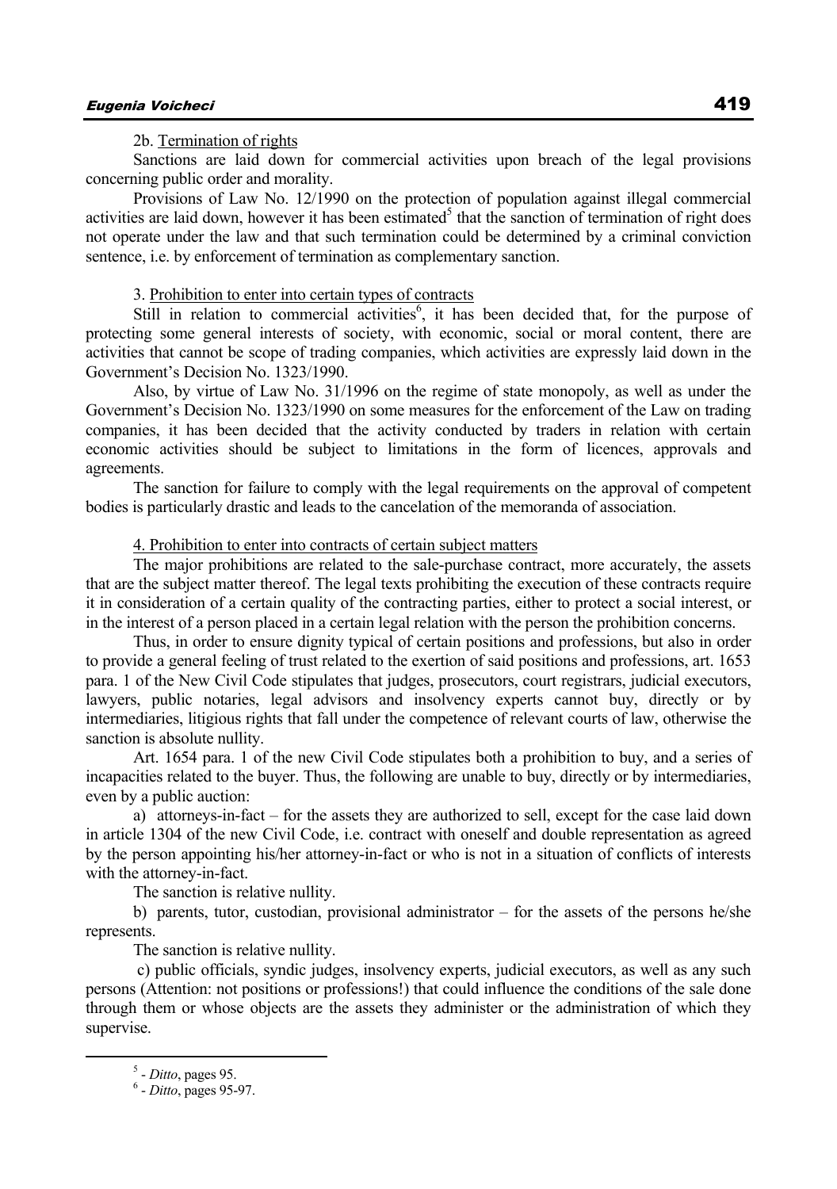2b. Termination of rights

Sanctions are laid down for commercial activities upon breach of the legal provisions concerning public order and morality.

Provisions of Law No. 12/1990 on the protection of population against illegal commercial activities are laid down, however it has been estimated[5] that the sanction of termination of right does not operate under the law and that such termination could be determined by a criminal conviction sentence, i.e. by enforcement of termination as complementary sanction.

3. Prohibition to enter into certain types of contracts

Still in relation to commercial activities[6], it has been decided that, for the purpose of protecting some general interests of society, with economic, social or moral content, there are activities that cannot be scope of trading companies, which activities are expressly laid down in the Government's Decision No. 1323/1990.

Also, by virtue of Law No. 31/1996 on the regime of state monopoly, as well as under the Government's Decision No. 1323/1990 on some measures for the enforcement of the Law on trading companies, it has been decided that the activity conducted by traders in relation with certain economic activities should be subject to limitations in the form of licences, approvals and agreements.

The sanction for failure to comply with the legal requirements on the approval of competent bodies is particularly drastic and leads to the cancelation of the memoranda of association.

4. Prohibition to enter into contracts of certain subject matters

The major prohibitions are related to the sale-purchase contract, more accurately, the assets that are the subject matter thereof. The legal texts prohibiting the execution of these contracts require it in consideration of a certain quality of the contracting parties, either to protect a social interest, or in the interest of a person placed in a certain legal relation with the person the prohibition concerns.

Thus, in order to ensure dignity typical of certain positions and professions, but also in order to provide a general feeling of trust related to the exertion of said positions and professions, art. 1653 para. 1 of the New Civil Code stipulates that judges, prosecutors, court registrars, judicial executors, lawyers, public notaries, legal advisors and insolvency experts cannot buy, directly or by intermediaries, litigious rights that fall under the competence of relevant courts of law, otherwise the sanction is absolute nullity.

Art. 1654 para. 1 of the new Civil Code stipulates both a prohibition to buy, and a series of incapacities related to the buyer. Thus, the following are unable to buy, directly or by intermediaries, even by a public auction:

a) attorneys-in-fact – for the assets they are authorized to sell, except for the case laid down in article 1304 of the new Civil Code, i.e. contract with oneself and double representation as agreed by the person appointing his/her attorney-in-fact or who is not in a situation of conflicts of interests with the attorney-in-fact.

The sanction is relative nullity.

b) parents, tutor, custodian, provisional administrator – for the assets of the persons he/she represents.

The sanction is relative nullity.

c) public officials, syndic judges, insolvency experts, judicial executors, as well as any such persons (Attention: not positions or professions!) that could influence the conditions of the sale done through them or whose objects are the assets they administer or the administration of which they supervise.

---

[5] - *Ditto*, pages 95.

[6] - *Ditto*, pages 95-97.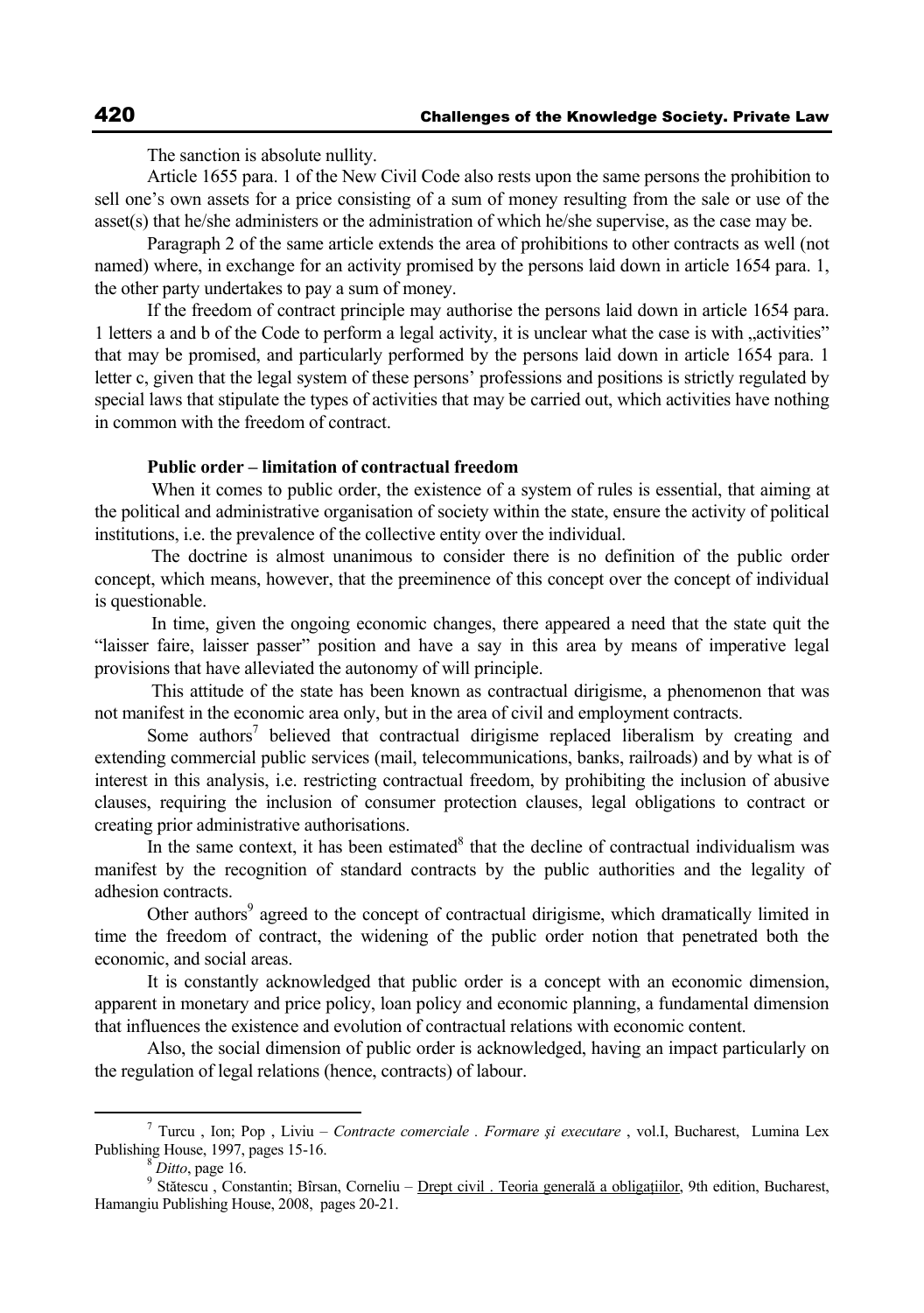The sanction is absolute nullity.

Article 1655 para. 1 of the New Civil Code also rests upon the same persons the prohibition to sell one's own assets for a price consisting of a sum of money resulting from the sale or use of the asset(s) that he/she administers or the administration of which he/she supervise, as the case may be.

Paragraph 2 of the same article extends the area of prohibitions to other contracts as well (not named) where, in exchange for an activity promised by the persons laid down in article 1654 para. 1, the other party undertakes to pay a sum of money.

If the freedom of contract principle may authorise the persons laid down in article 1654 para. 1 letters a and b of the Code to perform a legal activity, it is unclear what the case is with „activities" that may be promised, and particularly performed by the persons laid down in article 1654 para. 1 letter c, given that the legal system of these persons' professions and positions is strictly regulated by special laws that stipulate the types of activities that may be carried out, which activities have nothing in common with the freedom of contract.

**Public order – limitation of contractual freedom**

When it comes to public order, the existence of a system of rules is essential, that aiming at the political and administrative organisation of society within the state, ensure the activity of political institutions, i.e. the prevalence of the collective entity over the individual.

The doctrine is almost unanimous to consider there is no definition of the public order concept, which means, however, that the preeminence of this concept over the concept of individual is questionable.

In time, given the ongoing economic changes, there appeared a need that the state quit the "laisser faire, laisser passer" position and have a say in this area by means of imperative legal provisions that have alleviated the autonomy of will principle.

This attitude of the state has been known as contractual dirigisme, a phenomenon that was not manifest in the economic area only, but in the area of civil and employment contracts.

Some authors[7] believed that contractual dirigisme replaced liberalism by creating and extending commercial public services (mail, telecommunications, banks, railroads) and by what is of interest in this analysis, i.e. restricting contractual freedom, by prohibiting the inclusion of abusive clauses, requiring the inclusion of consumer protection clauses, legal obligations to contract or creating prior administrative authorisations.

In the same context, it has been estimated[8] that the decline of contractual individualism was manifest by the recognition of standard contracts by the public authorities and the legality of adhesion contracts.

Other authors[9] agreed to the concept of contractual dirigisme, which dramatically limited in time the freedom of contract, the widening of the public order notion that penetrated both the economic, and social areas.

It is constantly acknowledged that public order is a concept with an economic dimension, apparent in monetary and price policy, loan policy and economic planning, a fundamental dimension that influences the existence and evolution of contractual relations with economic content.

Also, the social dimension of public order is acknowledged, having an impact particularly on the regulation of legal relations (hence, contracts) of labour.

---

[7] Turcu , Ion; Pop , Liviu – *Contracte comerciale . Formare şi executare* , vol.I, Bucharest, Lumina Lex Publishing House, 1997, pages 15-16.

[8] *Ditto*, page 16.

[9] Stătescu , Constantin; Bîrsan, Corneliu – Drept civil . Teoria generală a obligaţiilor, 9th edition, Bucharest, Hamangiu Publishing House, 2008, pages 20-21.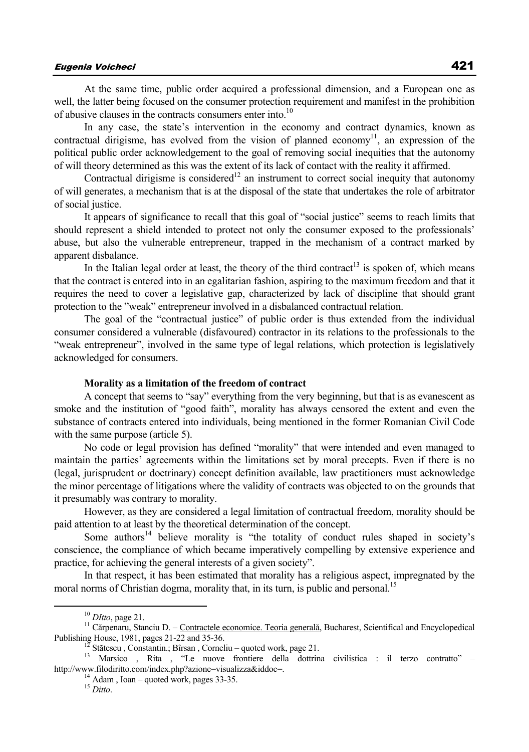At the same time, public order acquired a professional dimension, and a European one as well, the latter being focused on the consumer protection requirement and manifest in the prohibition of abusive clauses in the contracts consumers enter into.[10]

In any case, the state's intervention in the economy and contract dynamics, known as contractual dirigisme, has evolved from the vision of planned economy[11], an expression of the political public order acknowledgement to the goal of removing social inequities that the autonomy of will theory determined as this was the extent of its lack of contact with the reality it affirmed.

Contractual dirigisme is considered[12] an instrument to correct social inequity that autonomy of will generates, a mechanism that is at the disposal of the state that undertakes the role of arbitrator of social justice.

It appears of significance to recall that this goal of "social justice" seems to reach limits that should represent a shield intended to protect not only the consumer exposed to the professionals' abuse, but also the vulnerable entrepreneur, trapped in the mechanism of a contract marked by apparent disbalance.

In the Italian legal order at least, the theory of the third contract[13] is spoken of, which means that the contract is entered into in an egalitarian fashion, aspiring to the maximum freedom and that it requires the need to cover a legislative gap, characterized by lack of discipline that should grant protection to the "weak" entrepreneur involved in a disbalanced contractual relation.

The goal of the "contractual justice" of public order is thus extended from the individual consumer considered a vulnerable (disfavoured) contractor in its relations to the professionals to the "weak entrepreneur", involved in the same type of legal relations, which protection is legislatively acknowledged for consumers.

**Morality as a limitation of the freedom of contract**

A concept that seems to "say" everything from the very beginning, but that is as evanescent as smoke and the institution of "good faith", morality has always censored the extent and even the substance of contracts entered into individuals, being mentioned in the former Romanian Civil Code with the same purpose (article 5).

No code or legal provision has defined "morality" that were intended and even managed to maintain the parties' agreements within the limitations set by moral precepts. Even if there is no (legal, jurisprudent or doctrinary) concept definition available, law practitioners must acknowledge the minor percentage of litigations where the validity of contracts was objected to on the grounds that it presumably was contrary to morality.

However, as they are considered a legal limitation of contractual freedom, morality should be paid attention to at least by the theoretical determination of the concept.

Some authors[14] believe morality is "the totality of conduct rules shaped in society's conscience, the compliance of which became imperatively compelling by extensive experience and practice, for achieving the general interests of a given society".

In that respect, it has been estimated that morality has a religious aspect, impregnated by the moral norms of Christian dogma, morality that, in its turn, is public and personal.[15]

---

[10] *DItto*, page 21.

[11] Cărpenaru, Stanciu D. – Contractele economice. Teoria generală, Bucharest, Scientifical and Encyclopedical Publishing House, 1981, pages 21-22 and 35-36.

[12] Stătescu , Constantin.; Bîrsan , Corneliu – quoted work, page 21.

[13] Marsico , Rita , "Le nuove frontiere della dottrina civilistica : il terzo contratto" – http://www.filodiritto.com/index.php?azione=visualizza&iddoc=.

[14] Adam , Ioan – quoted work, pages 33-35.

[15] *Ditto*.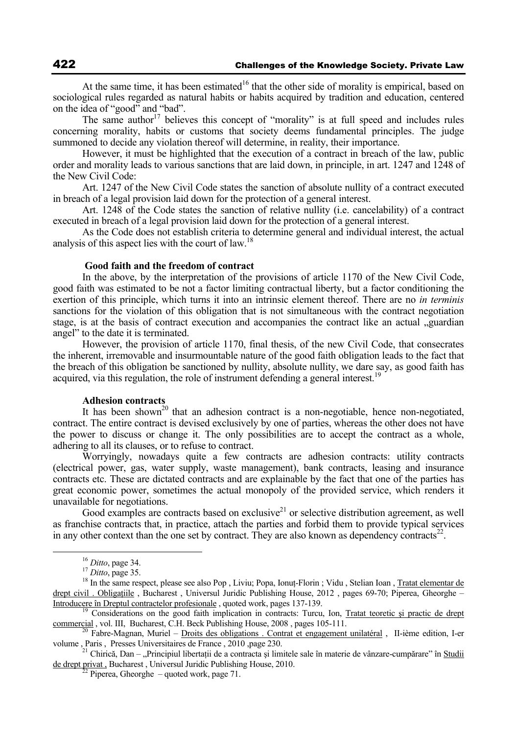At the same time, it has been estimated[16] that the other side of morality is empirical, based on sociological rules regarded as natural habits or habits acquired by tradition and education, centered on the idea of "good" and "bad".

The same author[17] believes this concept of "morality" is at full speed and includes rules concerning morality, habits or customs that society deems fundamental principles. The judge summoned to decide any violation thereof will determine, in reality, their importance.

However, it must be highlighted that the execution of a contract in breach of the law, public order and morality leads to various sanctions that are laid down, in principle, in art. 1247 and 1248 of the New Civil Code:

Art. 1247 of the New Civil Code states the sanction of absolute nullity of a contract executed in breach of a legal provision laid down for the protection of a general interest.

Art. 1248 of the Code states the sanction of relative nullity (i.e. cancelability) of a contract executed in breach of a legal provision laid down for the protection of a general interest.

As the Code does not establish criteria to determine general and individual interest, the actual analysis of this aspect lies with the court of law.[18]

**Good faith and the freedom of contract**

In the above, by the interpretation of the provisions of article 1170 of the New Civil Code, good faith was estimated to be not a factor limiting contractual liberty, but a factor conditioning the exertion of this principle, which turns it into an intrinsic element thereof. There are no *in terminis* sanctions for the violation of this obligation that is not simultaneous with the contract negotiation stage, is at the basis of contract execution and accompanies the contract like an actual „guardian angel" to the date it is terminated.

However, the provision of article 1170, final thesis, of the new Civil Code, that consecrates the inherent, irremovable and insurmountable nature of the good faith obligation leads to the fact that the breach of this obligation be sanctioned by nullity, absolute nullity, we dare say, as good faith has acquired, via this regulation, the role of instrument defending a general interest.[19]

**Adhesion contracts**

It has been shown[20] that an adhesion contract is a non-negotiable, hence non-negotiated, contract. The entire contract is devised exclusively by one of parties, whereas the other does not have the power to discuss or change it. The only possibilities are to accept the contract as a whole, adhering to all its clauses, or to refuse to contract.

Worryingly, nowadays quite a few contracts are adhesion contracts: utility contracts (electrical power, gas, water supply, waste management), bank contracts, leasing and insurance contracts etc. These are dictated contracts and are explainable by the fact that one of the parties has great economic power, sometimes the actual monopoly of the provided service, which renders it unavailable for negotiations.

Good examples are contracts based on exclusive[21] or selective distribution agreement, as well as franchise contracts that, in practice, attach the parties and forbid them to provide typical services in any other context than the one set by contract. They are also known as dependency contracts[22].

---

[16] *Ditto*, page 34.

[17] *Ditto*, page 35.

[18] In the same respect, please see also Pop , Liviu; Popa, Ionuț-Florin ; Vidu , Stelian Ioan , Tratat elementar de drept civil . Obligațiile , Bucharest , Universul Juridic Publishing House, 2012 , pages 69-70; Piperea, Gheorghe – Introducere în Dreptul contractelor profesionale , quoted work, pages 137-139.

[19] Considerations on the good faith implication in contracts: Turcu, Ion, Tratat teoretic şi practic de drept commercial , vol. III, Bucharest, C.H. Beck Publishing House, 2008 , pages 105-111.

[20] Fabre-Magnan, Muriel – Droits des obligations . Contrat et engagement unilatéral , II-ième edition, I-er volume , Paris , Presses Universitaires de France , 2010 ,page 230.

[21] Chirică, Dan – „Principiul libertații de a contracta și limitele sale în materie de vânzare-cumpărare" în Studii de drept privat , Bucharest , Universul Juridic Publishing House, 2010.

[22] Piperea, Gheorghe – quoted work, page 71.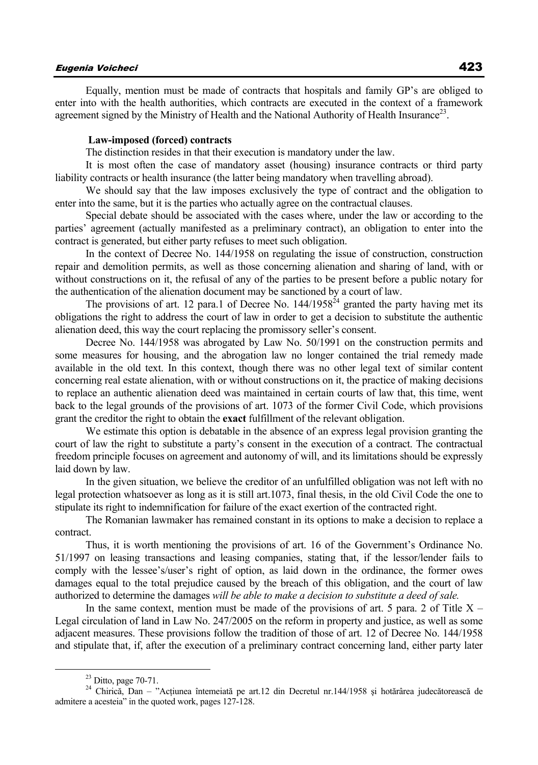Equally, mention must be made of contracts that hospitals and family GP's are obliged to enter into with the health authorities, which contracts are executed in the context of a framework agreement signed by the Ministry of Health and the National Authority of Health Insurance[23].

**Law-imposed (forced) contracts**

The distinction resides in that their execution is mandatory under the law.

It is most often the case of mandatory asset (housing) insurance contracts or third party liability contracts or health insurance (the latter being mandatory when travelling abroad).

We should say that the law imposes exclusively the type of contract and the obligation to enter into the same, but it is the parties who actually agree on the contractual clauses.

Special debate should be associated with the cases where, under the law or according to the parties' agreement (actually manifested as a preliminary contract), an obligation to enter into the contract is generated, but either party refuses to meet such obligation.

In the context of Decree No. 144/1958 on regulating the issue of construction, construction repair and demolition permits, as well as those concerning alienation and sharing of land, with or without constructions on it, the refusal of any of the parties to be present before a public notary for the authentication of the alienation document may be sanctioned by a court of law.

The provisions of art. 12 para.1 of Decree No. 144/1958[24] granted the party having met its obligations the right to address the court of law in order to get a decision to substitute the authentic alienation deed, this way the court replacing the promissory seller's consent.

Decree No. 144/1958 was abrogated by Law No. 50/1991 on the construction permits and some measures for housing, and the abrogation law no longer contained the trial remedy made available in the old text. In this context, though there was no other legal text of similar content concerning real estate alienation, with or without constructions on it, the practice of making decisions to replace an authentic alienation deed was maintained in certain courts of law that, this time, went back to the legal grounds of the provisions of art. 1073 of the former Civil Code, which provisions grant the creditor the right to obtain the **exact** fulfillment of the relevant obligation.

We estimate this option is debatable in the absence of an express legal provision granting the court of law the right to substitute a party's consent in the execution of a contract. The contractual freedom principle focuses on agreement and autonomy of will, and its limitations should be expressly laid down by law.

In the given situation, we believe the creditor of an unfulfilled obligation was not left with no legal protection whatsoever as long as it is still art.1073, final thesis, in the old Civil Code the one to stipulate its right to indemnification for failure of the exact exertion of the contracted right.

The Romanian lawmaker has remained constant in its options to make a decision to replace a contract.

Thus, it is worth mentioning the provisions of art. 16 of the Government's Ordinance No. 51/1997 on leasing transactions and leasing companies, stating that, if the lessor/lender fails to comply with the lessee's/user's right of option, as laid down in the ordinance, the former owes damages equal to the total prejudice caused by the breach of this obligation, and the court of law authorized to determine the damages *will be able to make a decision to substitute a deed of sale.*

In the same context, mention must be made of the provisions of art. 5 para. 2 of Title X – Legal circulation of land in Law No. 247/2005 on the reform in property and justice, as well as some adjacent measures. These provisions follow the tradition of those of art. 12 of Decree No. 144/1958 and stipulate that, if, after the execution of a preliminary contract concerning land, either party later

---

[23] Ditto, page 70-71.

[24] Chirică, Dan – "Acțiunea întemeiată pe art.12 din Decretul nr.144/1958 și hotărârea judecătorească de admitere a acesteia" in the quoted work, pages 127-128.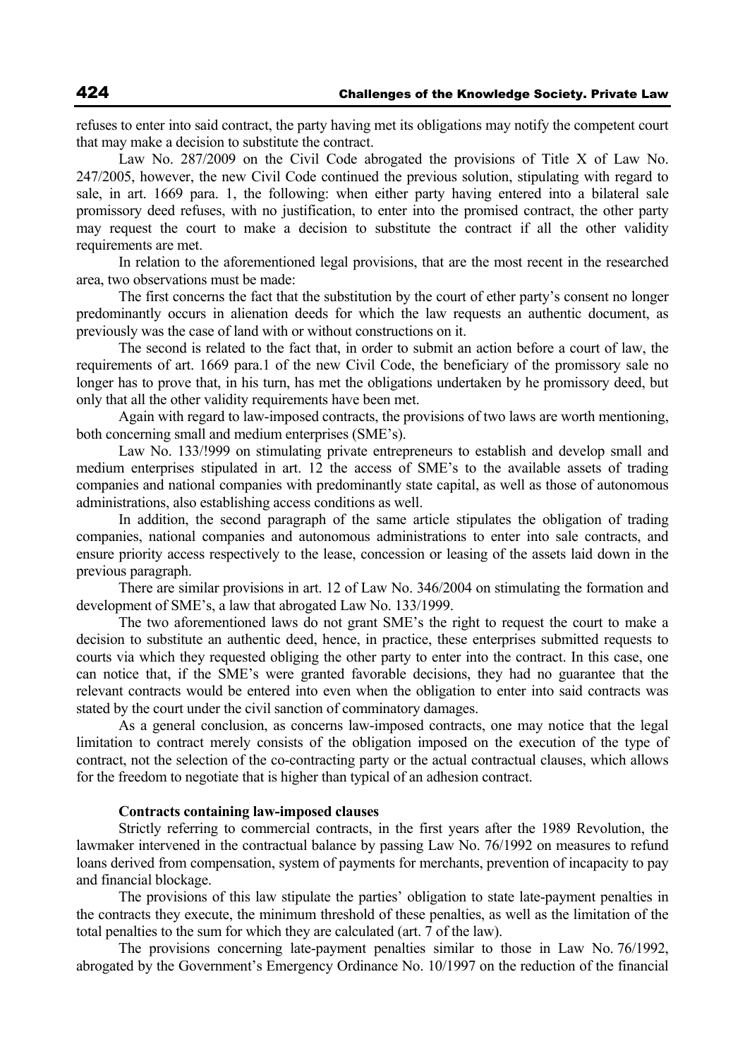refuses to enter into said contract, the party having met its obligations may notify the competent court that may make a decision to substitute the contract.

Law No. 287/2009 on the Civil Code abrogated the provisions of Title X of Law No. 247/2005, however, the new Civil Code continued the previous solution, stipulating with regard to sale, in art. 1669 para. 1, the following: when either party having entered into a bilateral sale promissory deed refuses, with no justification, to enter into the promised contract, the other party may request the court to make a decision to substitute the contract if all the other validity requirements are met.

In relation to the aforementioned legal provisions, that are the most recent in the researched area, two observations must be made:

The first concerns the fact that the substitution by the court of ether party's consent no longer predominantly occurs in alienation deeds for which the law requests an authentic document, as previously was the case of land with or without constructions on it.

The second is related to the fact that, in order to submit an action before a court of law, the requirements of art. 1669 para.1 of the new Civil Code, the beneficiary of the promissory sale no longer has to prove that, in his turn, has met the obligations undertaken by he promissory deed, but only that all the other validity requirements have been met.

Again with regard to law-imposed contracts, the provisions of two laws are worth mentioning, both concerning small and medium enterprises (SME's).

Law No. 133/!999 on stimulating private entrepreneurs to establish and develop small and medium enterprises stipulated in art. 12 the access of SME's to the available assets of trading companies and national companies with predominantly state capital, as well as those of autonomous administrations, also establishing access conditions as well.

In addition, the second paragraph of the same article stipulates the obligation of trading companies, national companies and autonomous administrations to enter into sale contracts, and ensure priority access respectively to the lease, concession or leasing of the assets laid down in the previous paragraph.

There are similar provisions in art. 12 of Law No. 346/2004 on stimulating the formation and development of SME's, a law that abrogated Law No. 133/1999.

The two aforementioned laws do not grant SME's the right to request the court to make a decision to substitute an authentic deed, hence, in practice, these enterprises submitted requests to courts via which they requested obliging the other party to enter into the contract. In this case, one can notice that, if the SME's were granted favorable decisions, they had no guarantee that the relevant contracts would be entered into even when the obligation to enter into said contracts was stated by the court under the civil sanction of comminatory damages.

As a general conclusion, as concerns law-imposed contracts, one may notice that the legal limitation to contract merely consists of the obligation imposed on the execution of the type of contract, not the selection of the co-contracting party or the actual contractual clauses, which allows for the freedom to negotiate that is higher than typical of an adhesion contract.

**Contracts containing law-imposed clauses**

Strictly referring to commercial contracts, in the first years after the 1989 Revolution, the lawmaker intervened in the contractual balance by passing Law No. 76/1992 on measures to refund loans derived from compensation, system of payments for merchants, prevention of incapacity to pay and financial blockage.

The provisions of this law stipulate the parties' obligation to state late-payment penalties in the contracts they execute, the minimum threshold of these penalties, as well as the limitation of the total penalties to the sum for which they are calculated (art. 7 of the law).

The provisions concerning late-payment penalties similar to those in Law No. 76/1992, abrogated by the Government's Emergency Ordinance No. 10/1997 on the reduction of the financial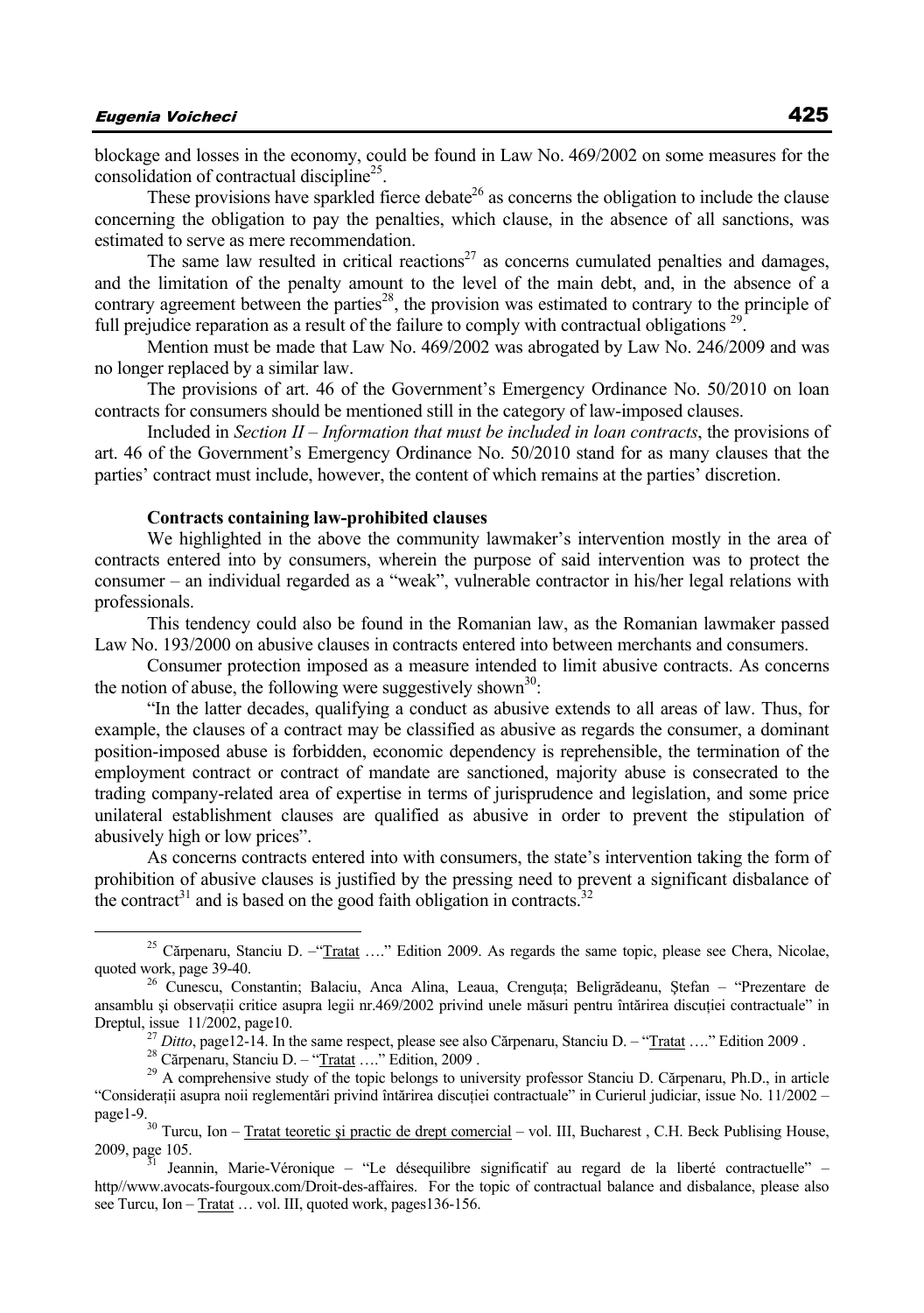blockage and losses in the economy, could be found in Law No. 469/2002 on some measures for the consolidation of contractual discipline[25].

These provisions have sparkled fierce debate[26] as concerns the obligation to include the clause concerning the obligation to pay the penalties, which clause, in the absence of all sanctions, was estimated to serve as mere recommendation.

The same law resulted in critical reactions[27] as concerns cumulated penalties and damages, and the limitation of the penalty amount to the level of the main debt, and, in the absence of a contrary agreement between the parties[28], the provision was estimated to contrary to the principle of full prejudice reparation as a result of the failure to comply with contractual obligations [29].

Mention must be made that Law No. 469/2002 was abrogated by Law No. 246/2009 and was no longer replaced by a similar law.

The provisions of art. 46 of the Government's Emergency Ordinance No. 50/2010 on loan contracts for consumers should be mentioned still in the category of law-imposed clauses.

Included in *Section II – Information that must be included in loan contracts*, the provisions of art. 46 of the Government's Emergency Ordinance No. 50/2010 stand for as many clauses that the parties' contract must include, however, the content of which remains at the parties' discretion.

**Contracts containing law-prohibited clauses**

We highlighted in the above the community lawmaker's intervention mostly in the area of contracts entered into by consumers, wherein the purpose of said intervention was to protect the consumer – an individual regarded as a "weak", vulnerable contractor in his/her legal relations with professionals.

This tendency could also be found in the Romanian law, as the Romanian lawmaker passed Law No. 193/2000 on abusive clauses in contracts entered into between merchants and consumers.

Consumer protection imposed as a measure intended to limit abusive contracts. As concerns the notion of abuse, the following were suggestively shown[30]:

"In the latter decades, qualifying a conduct as abusive extends to all areas of law. Thus, for example, the clauses of a contract may be classified as abusive as regards the consumer, a dominant position-imposed abuse is forbidden, economic dependency is reprehensible, the termination of the employment contract or contract of mandate are sanctioned, majority abuse is consecrated to the trading company-related area of expertise in terms of jurisprudence and legislation, and some price unilateral establishment clauses are qualified as abusive in order to prevent the stipulation of abusively high or low prices".

As concerns contracts entered into with consumers, the state's intervention taking the form of prohibition of abusive clauses is justified by the pressing need to prevent a significant disbalance of the contract[31] and is based on the good faith obligation in contracts.[32]

---

[25] Cărpenaru, Stanciu D. –"Tratat …." Edition 2009. As regards the same topic, please see Chera, Nicolae, quoted work, page 39-40.

[26] Cunescu, Constantin; Balaciu, Anca Alina, Leaua, Crenguța; Beligrădeanu, Ștefan – "Prezentare de ansamblu și observații critice asupra legii nr.469/2002 privind unele măsuri pentru întărirea discuției contractuale" in Dreptul, issue 11/2002, page10.

[27] *Ditto*, page12-14. In the same respect, please see also Cărpenaru, Stanciu D. – "Tratat …." Edition 2009 .

[28] Cărpenaru, Stanciu D. – "Tratat …." Edition, 2009 .

[29] A comprehensive study of the topic belongs to university professor Stanciu D. Cărpenaru, Ph.D., in article "Considerații asupra noii reglementări privind întărirea discuției contractuale" in Curierul judiciar, issue No. 11/2002 – page1-9.

[30] Turcu, Ion – Tratat teoretic şi practic de drept comercial – vol. III, Bucharest , C.H. Beck Publising House, 2009, page 105.

[31] Jeannin, Marie-Véronique – "Le désequilibre significatif au regard de la liberté contractuelle" – http//www.avocats-fourgoux.com/Droit-des-affaires. For the topic of contractual balance and disbalance, please also see Turcu, Ion – Tratat … vol. III, quoted work, pages136-156.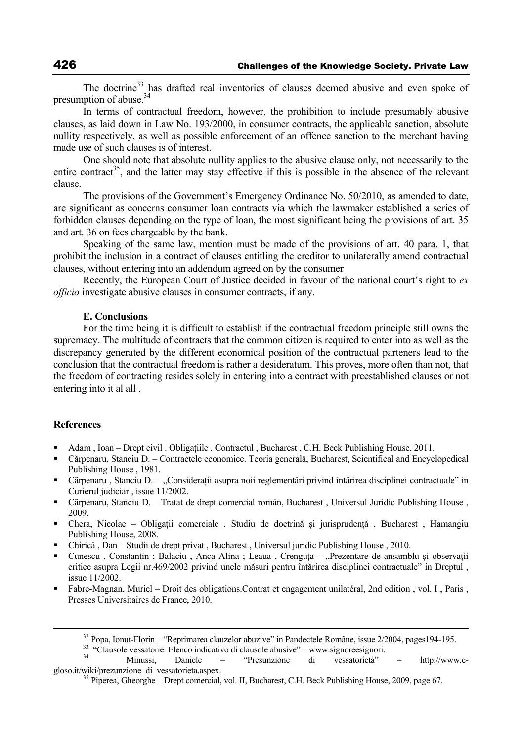The doctrine[33] has drafted real inventories of clauses deemed abusive and even spoke of presumption of abuse.[34]

In terms of contractual freedom, however, the prohibition to include presumably abusive clauses, as laid down in Law No. 193/2000, in consumer contracts, the applicable sanction, absolute nullity respectively, as well as possible enforcement of an offence sanction to the merchant having made use of such clauses is of interest.

One should note that absolute nullity applies to the abusive clause only, not necessarily to the entire contract[35], and the latter may stay effective if this is possible in the absence of the relevant clause.

The provisions of the Government's Emergency Ordinance No. 50/2010, as amended to date, are significant as concerns consumer loan contracts via which the lawmaker established a series of forbidden clauses depending on the type of loan, the most significant being the provisions of art. 35 and art. 36 on fees chargeable by the bank.

Speaking of the same law, mention must be made of the provisions of art. 40 para. 1, that prohibit the inclusion in a contract of clauses entitling the creditor to unilaterally amend contractual clauses, without entering into an addendum agreed on by the consumer

Recently, the European Court of Justice decided in favour of the national court's right to *ex officio* investigate abusive clauses in consumer contracts, if any.

**E. Conclusions**

For the time being it is difficult to establish if the contractual freedom principle still owns the supremacy. The multitude of contracts that the common citizen is required to enter into as well as the discrepancy generated by the different economical position of the contractual parteners lead to the conclusion that the contractual freedom is rather a desideratum. This proves, more often than not, that the freedom of contracting resides solely in entering into a contract with preestablished clauses or not entering into it al all .

## References

- Adam , Ioan – Drept civil . Obligațiile . Contractul , Bucharest , C.H. Beck Publishing House, 2011.
- Cărpenaru, Stanciu D. – Contractele economice. Teoria generală, Bucharest, Scientifical and Encyclopedical Publishing House , 1981.
- Cărpenaru , Stanciu D. – „Considerații asupra noii reglementări privind întărirea disciplinei contractuale" in Curierul judiciar , issue 11/2002.
- Cărpenaru, Stanciu D. – Tratat de drept comercial român, Bucharest , Universul Juridic Publishing House , 2009.
- Chera, Nicolae – Obligații comerciale . Studiu de doctrină şi jurisprudență , Bucharest , Hamangiu Publishing House, 2008.
- Chirică , Dan – Studii de drept privat , Bucharest , Universul juridic Publishing House , 2010.
- Cunescu , Constantin ; Balaciu , Anca Alina ; Leaua , Crenguța – „Prezentare de ansamblu şi observații critice asupra Legii nr.469/2002 privind unele măsuri pentru întărirea disciplinei contractuale" in Dreptul , issue 11/2002.
- Fabre-Magnan, Muriel – Droit des obligations.Contrat et engagement unilatéral, 2nd edition , vol. I , Paris , Presses Universitaires de France, 2010.

---

[32] Popa, Ionuț-Florin – "Reprimarea clauzelor abuzive" in Pandectele Române, issue 2/2004, pages194-195.

[33] "Clausole vessatorie. Elenco indicativo di clausole abusive" – www.signoreesignori.

[34] Minussi, Daniele – "Presunzione di vessatorietà" – http://www.e-gloso.it/wiki/prezunzione_di_vessatorieta.aspex.

[35] Piperea, Gheorghe – Drept comercial, vol. II, Bucharest, C.H. Beck Publishing House, 2009, page 67.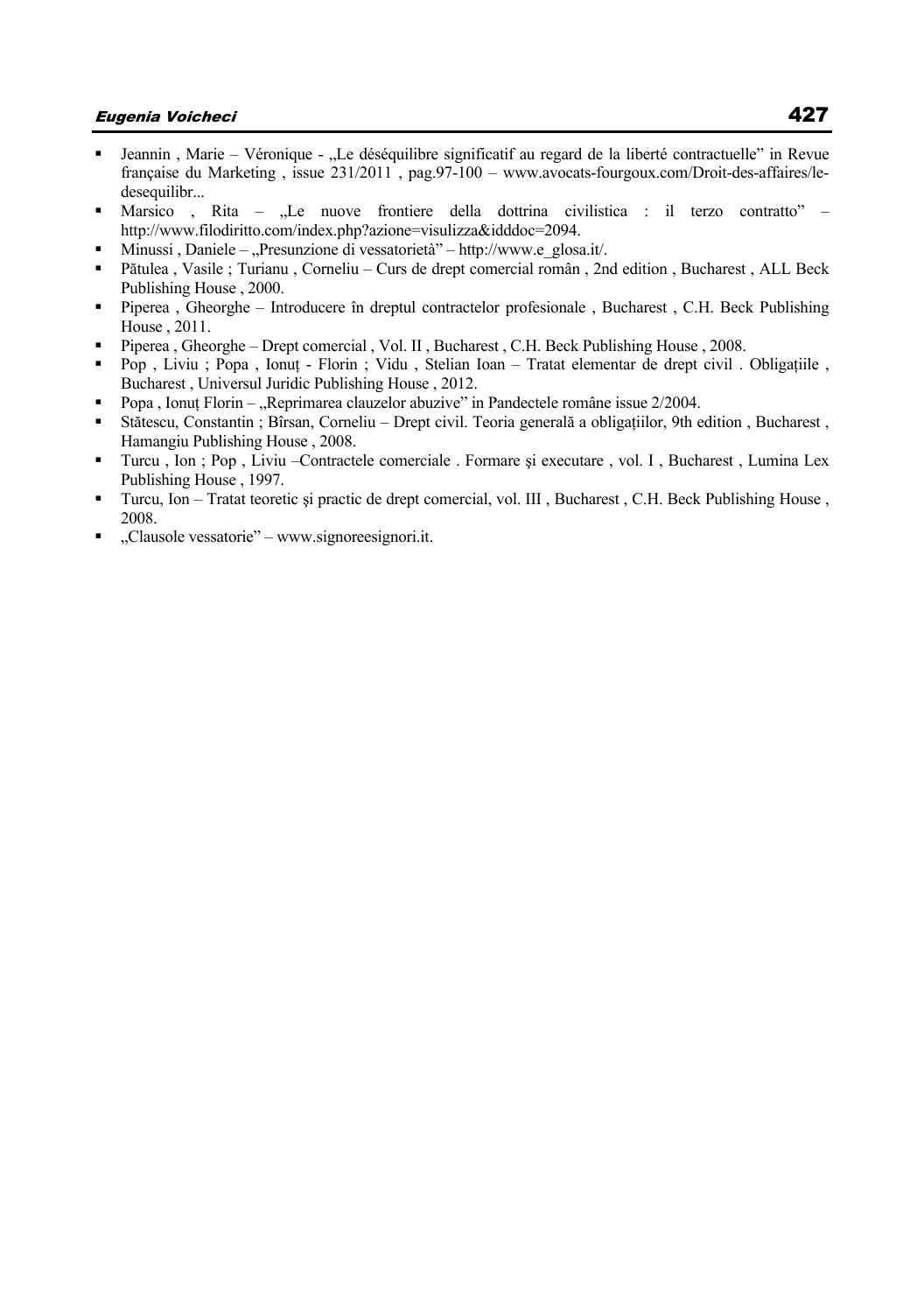- Jeannin , Marie – Véronique - „Le déséquilibre significatif au regard de la liberté contractuelle” in Revue française du Marketing , issue 231/2011 , pag.97-100 – www.avocats-fourgoux.com/Droit-des-affaires/le-desequilibr...
- Marsico , Rita – „Le nuove frontiere della dottrina civilistica : il terzo contratto” – http://www.filodiritto.com/index.php?azione=visulizza&idddoc=2094.
- Minussi , Daniele – „Presunzione di vessatorietà” – http://www.e_glosa.it/.
- Pătulea , Vasile ; Turianu , Corneliu – Curs de drept comercial român , 2nd edition , Bucharest , ALL Beck Publishing House , 2000.
- Piperea , Gheorghe – Introducere în dreptul contractelor profesionale , Bucharest , C.H. Beck Publishing House , 2011.
- Piperea , Gheorghe – Drept comercial , Vol. II , Bucharest , C.H. Beck Publishing House , 2008.
- Pop , Liviu ; Popa , Ionuț - Florin ; Vidu , Stelian Ioan – Tratat elementar de drept civil . Obligațiile , Bucharest , Universul Juridic Publishing House , 2012.
- Popa , Ionuț Florin – „Reprimarea clauzelor abuzive” in Pandectele române issue 2/2004.
- Stătescu, Constantin ; Bîrsan, Corneliu – Drept civil. Teoria generală a obligațiilor, 9th edition , Bucharest , Hamangiu Publishing House , 2008.
- Turcu , Ion ; Pop , Liviu –Contractele comerciale . Formare şi executare , vol. I , Bucharest , Lumina Lex Publishing House , 1997.
- Turcu, Ion – Tratat teoretic şi practic de drept comercial, vol. III , Bucharest , C.H. Beck Publishing House , 2008.
- „Clausole vessatorie” – www.signoreesignori.it.